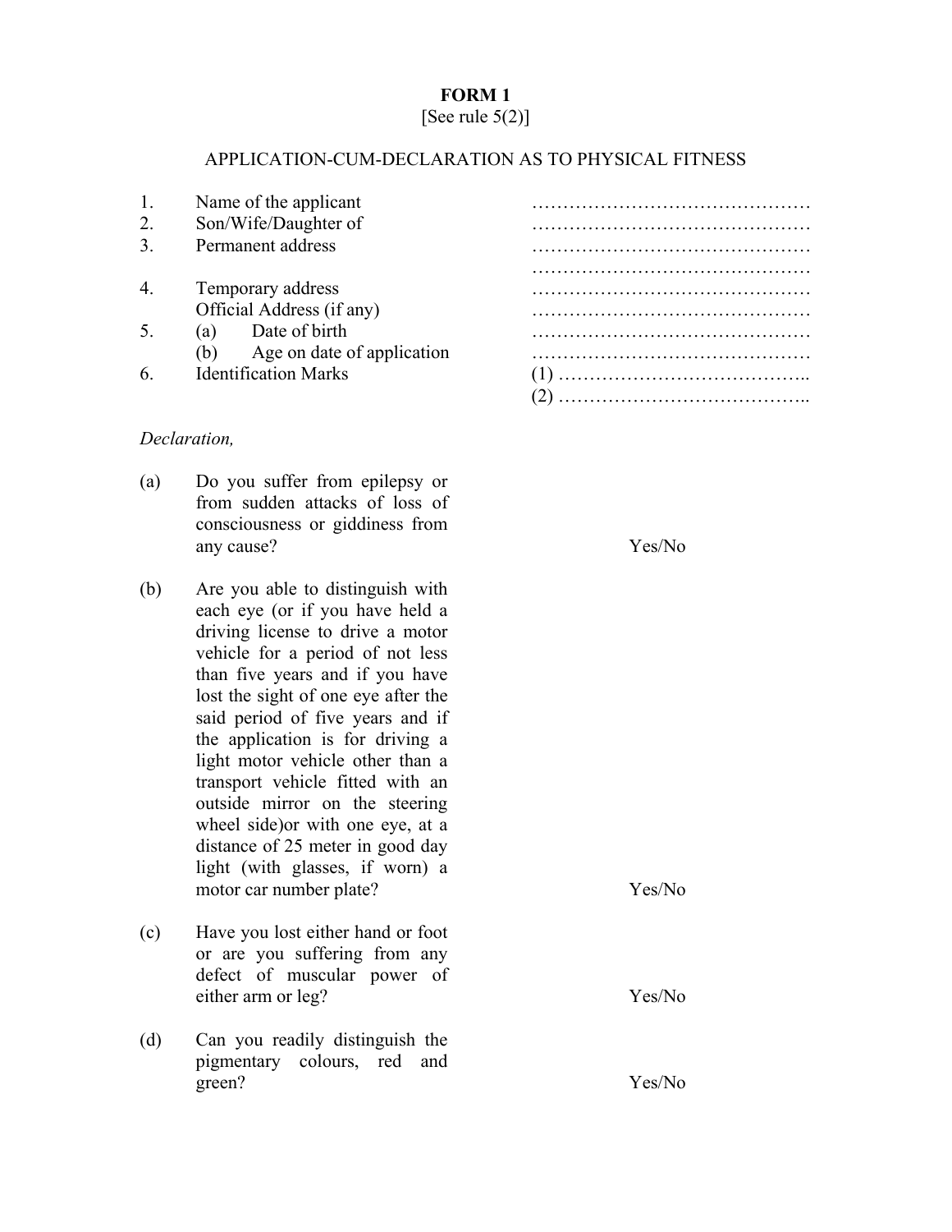**FORM 1**

[See rule 5(2)]

APPLICATION-CUM-DECLARATION AS TO PHYSICAL FITNESS

| | | |
|---|---|---|
| 1. | Name of the applicant | ……………………………………… |
| 2. | Son/Wife/Daughter of | ……………………………………… |
| 3. | Permanent address | ……………………………………… |
| | | ……………………………………… |
| 4. | Temporary address | ……………………………………… |
| | Official Address (if any) | ……………………………………… |
| 5. | (a) Date of birth | ……………………………………… |
| | (b) Age on date of application | ……………………………………… |
| 6. | Identification Marks | (1) ………………………………….. |
| | | (2) ………………………………….. |

*Declaration,*

(a) Do you suffer from epilepsy or from sudden attacks of loss of consciousness or giddiness from any cause? Yes/No

(b) Are you able to distinguish with each eye (or if you have held a driving license to drive a motor vehicle for a period of not less than five years and if you have lost the sight of one eye after the said period of five years and if the application is for driving a light motor vehicle other than a transport vehicle fitted with an outside mirror on the steering wheel side)or with one eye, at a distance of 25 meter in good day light (with glasses, if worn) a motor car number plate? Yes/No

(c) Have you lost either hand or foot or are you suffering from any defect of muscular power of either arm or leg? Yes/No

(d) Can you readily distinguish the pigmentary colours, red and green? Yes/No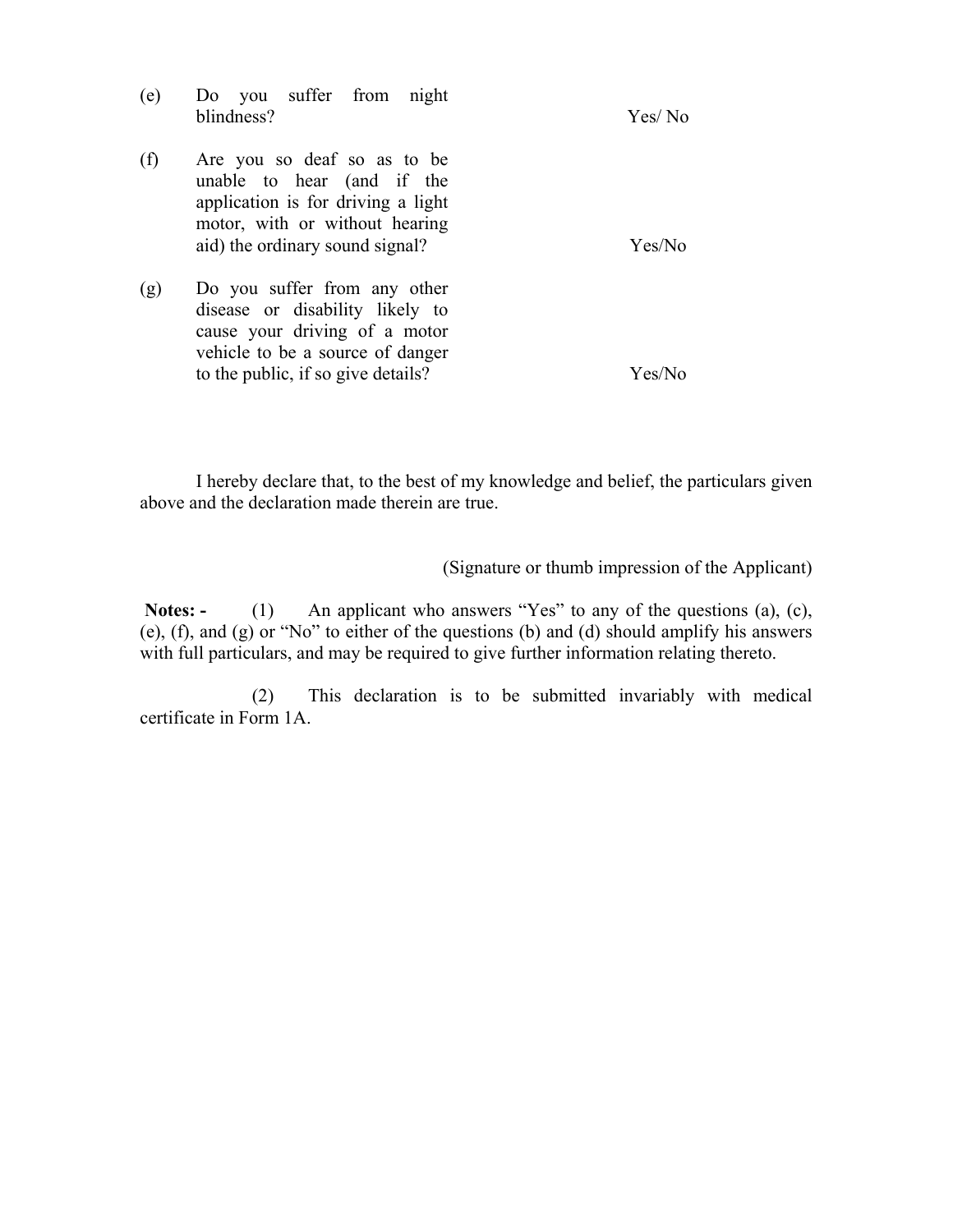(e) Do you suffer from night blindness? Yes/ No

(f) Are you so deaf so as to be unable to hear (and if the application is for driving a light motor, with or without hearing aid) the ordinary sound signal? Yes/No

(g) Do you suffer from any other disease or disability likely to cause your driving of a motor vehicle to be a source of danger to the public, if so give details? Yes/No

I hereby declare that, to the best of my knowledge and belief, the particulars given above and the declaration made therein are true.

(Signature or thumb impression of the Applicant)

**Notes: -** (1) An applicant who answers "Yes" to any of the questions (a), (c), (e), (f), and (g) or "No" to either of the questions (b) and (d) should amplify his answers with full particulars, and may be required to give further information relating thereto.

(2) This declaration is to be submitted invariably with medical certificate in Form 1A.